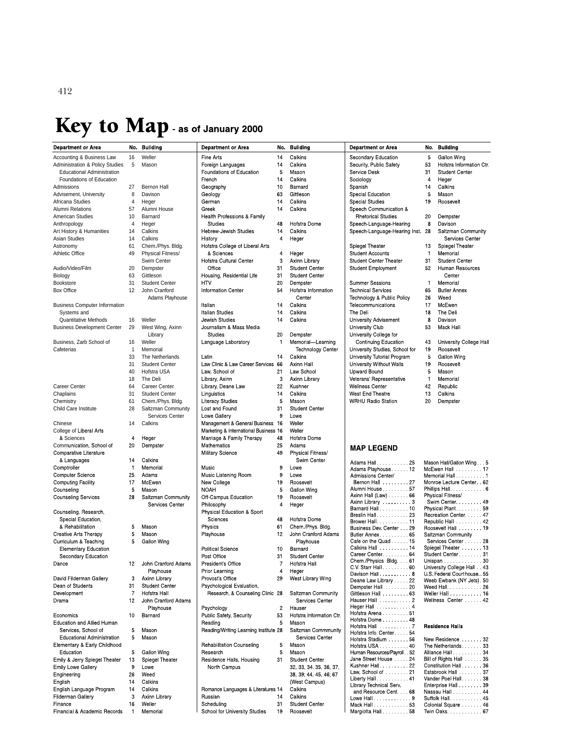# Key to Map - as of January 2000

| Department or Area | No. | Building |
|---|---|---|
| Accounting & Business Law | 16 | Weller |
| Administration & Policy Studies | 5 | Mason |
| Educational Administration | | |
| Foundations of Education | | |
| Admissions | 27 | Bernon Hall |
| Advisement, University | 8 | Davison |
| Africana Studies | 4 | Heger |
| Alumni Relations | 57 | Alumni House |
| American Studies | 10 | Barnard |
| Anthropology | 4 | Heger |
| Art History & Humanities | 14 | Calkins |
| Asian Studies | 14 | Calkins |
| Astronomy | 61 | Chem./Phys. Bldg. |
| Athletic Office | 49 | Physical Fitness/ Swim Center |
| Audio/Video/Film | 20 | Dempster |
| Biology | 63 | Gittleson |
| Bookstore | 31 | Student Center |
| Box Office | 12 | John Cranford Adams Playhouse |
| Business Computer Information Systems and Quantitative Methods | 16 | Weller |
| Business Development Center | 29 | West Wing, Axinn Library |
| Business, Zarb School of | 16 | Weller |
| Cafeterias | 1 | Memorial |
| | 33 | The Netherlands |
| | 31 | Student Center |
| | 40 | Hofstra USA |
| | 18 | The Deli |
| Career Center | 64 | Career Center |
| Chaplains | 31 | Student Center |
| Chemistry | 61 | Chem./Phys. Bldg. |
| Child Care Institute | 28 | Saltzman Community Services Center |
| Chinese | 14 | Calkins |
| College of Liberal Arts & Sciences | 4 | Heger |
| Communication, School of | 20 | Dempster |
| Comparative Literature & Languages | 14 | Calkins |
| Comptroller | 1 | Memorial |
| Computer Science | 25 | Adams |
| Computing Facility | 17 | McEwen |
| Counseling | 5 | Mason |
| Counseling Services | 28 | Saltzman Community Services Center |
| Counseling, Research, Special Education, & Rehabilitation | 5 | Mason |
| Creative Arts Therapy | 5 | Mason |
| Curriculum & Teaching | 5 | Gallon Wing |
| Elementary Education | | |
| Secondary Education | | |
| Dance | 12 | John Cranford Adams Playhouse |
| David Filderman Gallery | 3 | Axinn Library |
| Dean of Students | 31 | Student Center |
| Development | 7 | Hofstra Hall |
| Drama | 12 | John Cranford Adams Playhouse |
| Economics | 10 | Barnard |
| Education and Allied Human Services, School of | 5 | Mason |
| Educational Administration | 5 | Mason |
| Elementary & Early Childhood Education | 5 | Gallon Wing |
| Emily & Jerry Spiegel Theater | 13 | Spiegel Theater |
| Emily Lowe Gallery | 9 | Lowe |
| Engineering | 26 | Weed |
| English | 14 | Calkins |
| English Language Program | 14 | Calkins |
| Filderman Gallery | 3 | Axinn Library |
| Finance | 16 | Weller |
| Financial & Academic Records | 1 | Memorial |
| Fine Arts | 14 | Calkins |
| Foreign Languages | 14 | Calkins |
| Foundations of Education | 5 | Mason |
| French | 14 | Calkins |
| Geography | 10 | Barnard |
| Geology | 63 | Gittleson |
| German | 14 | Calkins |
| Greek | 14 | Calkins |
| Health Professions & Family Studies | 48 | Hofstra Dome |
| Hebrew-Jewish Studies | 14 | Calkins |
| History | 4 | Heger |
| Hofstra College of Liberal Arts & Sciences | 4 | Heger |
| Hofstra Cultural Center | 3 | Axinn Library |
| Office | 31 | Student Center |
| Housing, Residential Life | 31 | Student Center |
| HTV | 20 | Dempster |
| Information Center | 54 | Hofstra Information Center |
| Italian | 14 | Calkins |
| Italian Studies | 14 | Calkins |
| Jewish Studies | 14 | Calkins |
| Journalism & Mass Media Studies | 20 | Dempster |
| Language Laboratory | 1 | Memorial—Learning Technology Center |
| Latin | 14 | Calkins |
| Law Clinic & Law Career Services | 66 | Axinn Hall |
| Law, School of | 21 | Law School |
| Library, Axinn | 3 | Axinn Library |
| Library, Deane Law | 22 | Kushner |
| Linguistics | 14 | Calkins |
| Literacy Studies | 5 | Mason |
| Lost and Found | 31 | Student Center |
| Lowe Gallery | 9 | Lowe |
| Management & General Business | 16 | Weller |
| Marketing & International Business | 16 | Weller |
| Marriage & Family Therapy | 48 | Hofstra Dome |
| Mathematics | 25 | Adams |
| Military Science | 49 | Physical Fitness/ Swim Center |
| Music | 9 | Lowe |
| Music Listening Room | 9 | Lowe |
| New College | 19 | Roosevelt |
| NOAH | 5 | Gallon Wing |
| Off-Campus Education | 19 | Roosevelt |
| Philosophy | 4 | Heger |
| Physical Education & Sport Sciences | 48 | Hofstra Dome |
| Physics | 61 | Chem./Phys. Bldg. |
| Playhouse | 12 | John Cranford Adams Playhouse |
| Political Science | 10 | Barnard |
| Post Office | 31 | Student Center |
| President's Office | 7 | Hofstra Hall |
| Prior Learning | 4 | Heger |
| Provost's Office | 29 | West Library Wing |
| Psychological Evaluation, Research, & Counseling Clinic | 28 | Saltzman Community Services Center |
| Psychology | 2 | Hauser |
| Public Safety, Security | 53 | Hofstra Information Ctr. |
| Reading | 5 | Mason |
| Reading/Writing Learning Institute | 28 | Saltzman Commmunity Services Center |
| Rehabilitation Counseling | 5 | Mason |
| Research | 5 | Mason |
| Residence Halls, Housing North Campus | 31 | Student Center 32, 33, 34. 35, 36, 37, 38, 39; 44, 45, 46; 67 (West Campus) |
| Romance Languages & Literatures | 14 | Calkins |
| Russian | 14 | Calkins |
| Scheduling | 31 | Student Center |
| School for University Studies | 19 | Roosevelt |
| Secondary Education | 5 | Gallon Wing |
| Security, Public Safety | 53 | Hofstra Information Ctr. |
| Service Desk | 31 | Student Center |
| Sociology | 4 | Heger |
| Spanish | 14 | Calkins |
| Special Education | 5 | Mason |
| Special Studies | 19 | Roosevelt |
| Speech Communication & Rhetorical Studies | 20 | Dempster |
| Speech-Language-Hearing | 8 | Davison |
| Speech-Language-Hearing Inst. | 28 | Saltzman Community Services Center |
| Spiegel Theater | 13 | Spiegel Theater |
| Student Accounts | 1 | Memorial |
| Student Center Theater | 31 | Student Center |
| Student Employment | 52 | Human Resources Center |
| Summer Sessions | 1 | Memorial |
| Technical Services | 65 | Butler Annex |
| Technology & Public Policy | 26 | Weed |
| Telecommunications | 17 | McEwen |
| The Deli | 18 | The Deli |
| University Advisement | 8 | Davison |
| University Club | 53 | Mack Hall |
| University College for Continuing Education | 43 | University College Hall |
| University Studies, School for | 19 | Roosevelt |
| University Tutorial Program | 5 | Gallon Wing |
| University Without Walls | 19 | Roosevelt |
| Upward Bound | 5 | Mason |
| Veterans' Representative | 1 | Memorial |
| Wellness Center | 42 | Republic |
| West End Theatre | 13 | Calkins |
| WRHU Radio Station | 20 | Dempster |

## MAP LEGEND

Adams Hall . . . . . . . . . . . 25
Adams Playhouse . . . . . . 12
Admissions Center/ Bernon Hall . . . . . . . . . 27
Alumni House . . . . . . . . . 57
Axinn Hall (Law) . . . . . . . 66
Axinn Library . . . . . . . . . . 3
Barnard Hall . . . . . . . . . . 10
Breslin Hall . . . . . . . . . . . 23
Brower Hall . . . . . . . . . . . 11
Business Dev. Center . . . 29
Butler Annex . . . . . . . . . . 65
Cafe on the Quad . . . . . . 15
Calkins Hall . . . . . . . . . . 14
Career Center . . . . . . . . . 64
Chem./Physics Bldg. . . . . 61
C.V. Starr Hall . . . . . . . . . 60
Davison Hall . . . . . . . . . . . 8
Deane Law Library . . . . . 22
Dempster Hall . . . . . . . . 20
Gittleson Hall . . . . . . . . . 63
Hauser Hall . . . . . . . . . . . 2
Heger Hall . . . . . . . . . . . . 4
Hofstra Arena . . . . . . . . . 51
Hofstra Dome . . . . . . . . . 48
Hofstra Hall . . . . . . . . . . . 7
Hofstra Info. Center . . . . . 54
Hofstra Stadium . . . . . . . 56
Hofstra USA . . . . . . . . . . 40
Human Resources/Payroll . . 52
Jane Street House . . . . . 24
Kushner Hall . . . . . . . . . . 22
Law, School of . . . . . . . . 21
Liberty Hall . . . . . . . . . . . 41
Library Technical Serv. and Resource Cent. . . . 68
Lowe Hall . . . . . . . . . . . . . 9
Mack Hall . . . . . . . . . . . . 53
Margiotta Hall . . . . . . . . . 58
Mason Hall/Gallon Wing . . . 5
McEwen Hall . . . . . . . . . 17
Memorial Hall . . . . . . . . . . 1
Monroe Lecture Center . . 62
Phillips Hall . . . . . . . . . . . . 6
Physical Fitness/ Swim Center . . . . . . . . . 49
Physical Plant . . . . . . . . . 59
Recreation Center . . . . . . 47
Republic Hall . . . . . . . . . 42
Roosevelt Hall . . . . . . . . 19
Saltzman Community Services Center . . . . . . 28
Spiegel Theater . . . . . . . 13
Student Center . . . . . . . . 31
Unispan . . . . . . . . . . . . . 30
University College Hall . . 43
U.S. Federal Courthouse . . 55
Weeb Ewbank (NY Jets) . 50
Weed Hall . . . . . . . . . . . . 26
Weller Hall . . . . . . . . . . . 16
Wellness Center . . . . . . 42

### Residence Halls

New Residence . . . . . . . 32
The Netherlands . . . . . . . 33
Alliance Hall . . . . . . . . . . 34
Bill of Rights Hall . . . . . . 35
Constitution Hall . . . . . . . 36
Estabrook Hall . . . . . . . . 37
Vander Poel Hall . . . . . . . 38
Enterprise Hall . . . . . . . . 39
Nassau Hall . . . . . . . . . . 44
Suffolk Hall . . . . . . . . . . . 45
Colonial Square . . . . . . . 46
Twin Oaks . . . . . . . . . . . . 67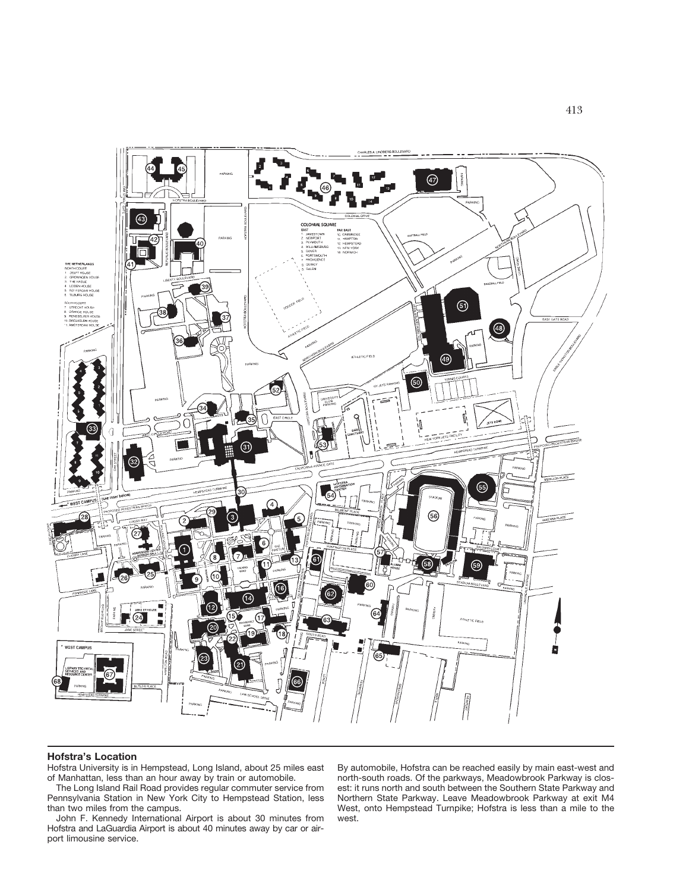## Hofstra's Location

Hofstra University is in Hempstead, Long Island, about 25 miles east of Manhattan, less than an hour away by train or automobile.

The Long Island Rail Road provides regular commuter service from Pennsylvania Station in New York City to Hempstead Station, less than two miles from the campus.

John F. Kennedy International Airport is about 30 minutes from Hofstra and LaGuardia Airport is about 40 minutes away by car or airport limousine service.

By automobile, Hofstra can be reached easily by main east-west and north-south roads. Of the parkways, Meadowbrook Parkway is closest: it runs north and south between the Southern State Parkway and Northern State Parkway. Leave Meadowbrook Parkway at exit M4 West, onto Hempstead Turnpike; Hofstra is less than a mile to the west.